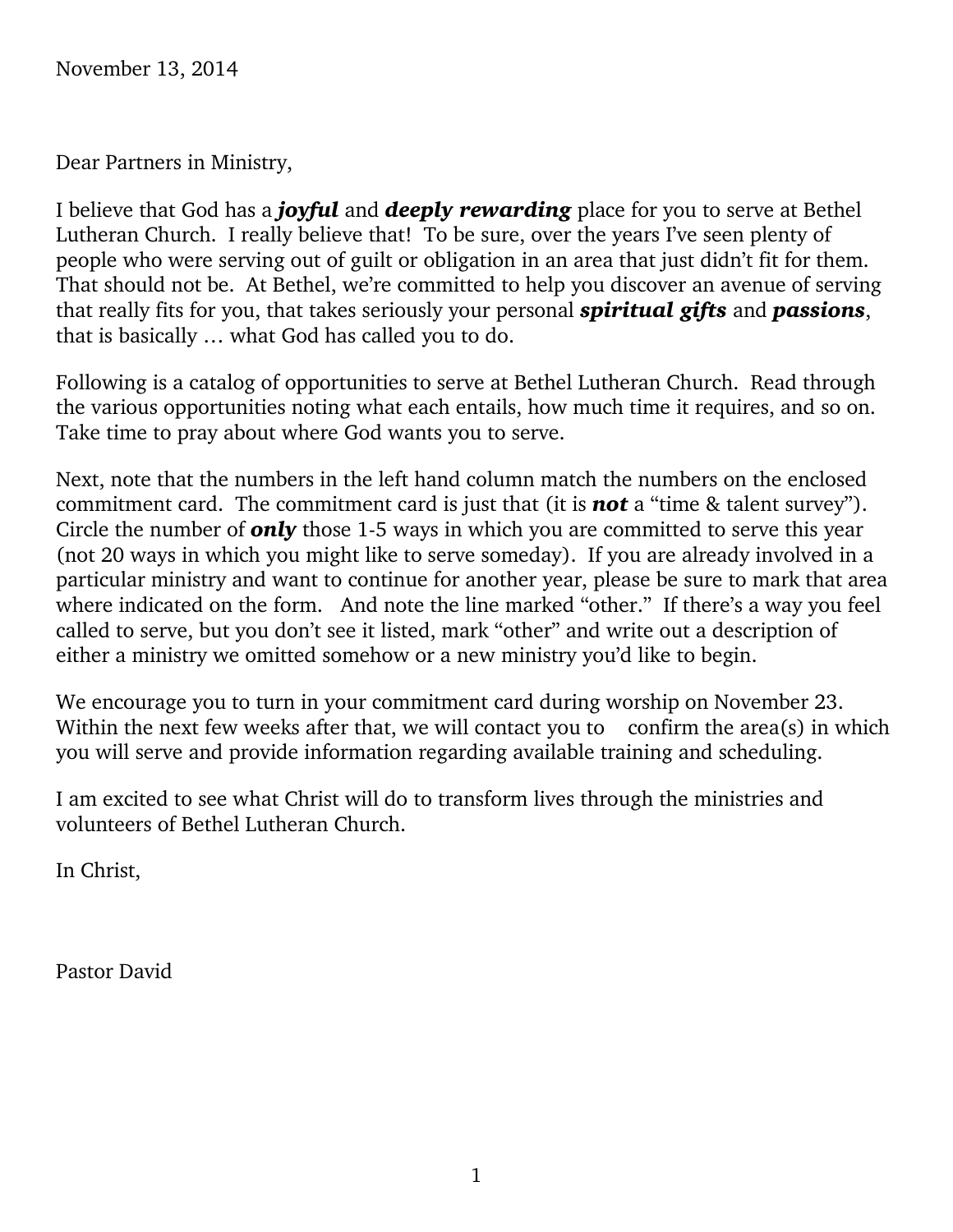November 13, 2014

Dear Partners in Ministry,

I believe that God has a ***joyful*** and ***deeply rewarding*** place for you to serve at Bethel Lutheran Church. I really believe that! To be sure, over the years I've seen plenty of people who were serving out of guilt or obligation in an area that just didn't fit for them. That should not be. At Bethel, we're committed to help you discover an avenue of serving that really fits for you, that takes seriously your personal ***spiritual gifts*** and ***passions***, that is basically … what God has called you to do.

Following is a catalog of opportunities to serve at Bethel Lutheran Church. Read through the various opportunities noting what each entails, how much time it requires, and so on. Take time to pray about where God wants you to serve.

Next, note that the numbers in the left hand column match the numbers on the enclosed commitment card. The commitment card is just that (it is ***not*** a "time & talent survey"). Circle the number of ***only*** those 1-5 ways in which you are committed to serve this year (not 20 ways in which you might like to serve someday). If you are already involved in a particular ministry and want to continue for another year, please be sure to mark that area where indicated on the form. And note the line marked "other." If there's a way you feel called to serve, but you don't see it listed, mark "other" and write out a description of either a ministry we omitted somehow or a new ministry you'd like to begin.

We encourage you to turn in your commitment card during worship on November 23. Within the next few weeks after that, we will contact you to confirm the area(s) in which you will serve and provide information regarding available training and scheduling.

I am excited to see what Christ will do to transform lives through the ministries and volunteers of Bethel Lutheran Church.

In Christ,

Pastor David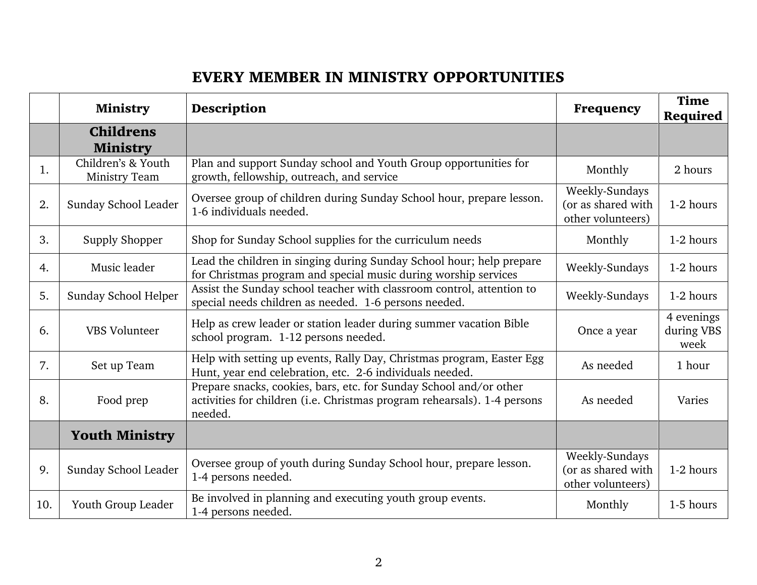# EVERY MEMBER IN MINISTRY OPPORTUNITIES

| | Ministry | Description | Frequency | Time Required |
|---|---|---|---|---|
| | **Childrens Ministry** | | | |
| 1. | Children's & Youth Ministry Team | Plan and support Sunday school and Youth Group opportunities for growth, fellowship, outreach, and service | Monthly | 2 hours |
| 2. | Sunday School Leader | Oversee group of children during Sunday School hour, prepare lesson. 1-6 individuals needed. | Weekly-Sundays (or as shared with other volunteers) | 1-2 hours |
| 3. | Supply Shopper | Shop for Sunday School supplies for the curriculum needs | Monthly | 1-2 hours |
| 4. | Music leader | Lead the children in singing during Sunday School hour; help prepare for Christmas program and special music during worship services | Weekly-Sundays | 1-2 hours |
| 5. | Sunday School Helper | Assist the Sunday school teacher with classroom control, attention to special needs children as needed. 1-6 persons needed. | Weekly-Sundays | 1-2 hours |
| 6. | VBS Volunteer | Help as crew leader or station leader during summer vacation Bible school program. 1-12 persons needed. | Once a year | 4 evenings during VBS week |
| 7. | Set up Team | Help with setting up events, Rally Day, Christmas program, Easter Egg Hunt, year end celebration, etc. 2-6 individuals needed. | As needed | 1 hour |
| 8. | Food prep | Prepare snacks, cookies, bars, etc. for Sunday School and/or other activities for children (i.e. Christmas program rehearsals). 1-4 persons needed. | As needed | Varies |
| | **Youth Ministry** | | | |
| 9. | Sunday School Leader | Oversee group of youth during Sunday School hour, prepare lesson. 1-4 persons needed. | Weekly-Sundays (or as shared with other volunteers) | 1-2 hours |
| 10. | Youth Group Leader | Be involved in planning and executing youth group events. 1-4 persons needed. | Monthly | 1-5 hours |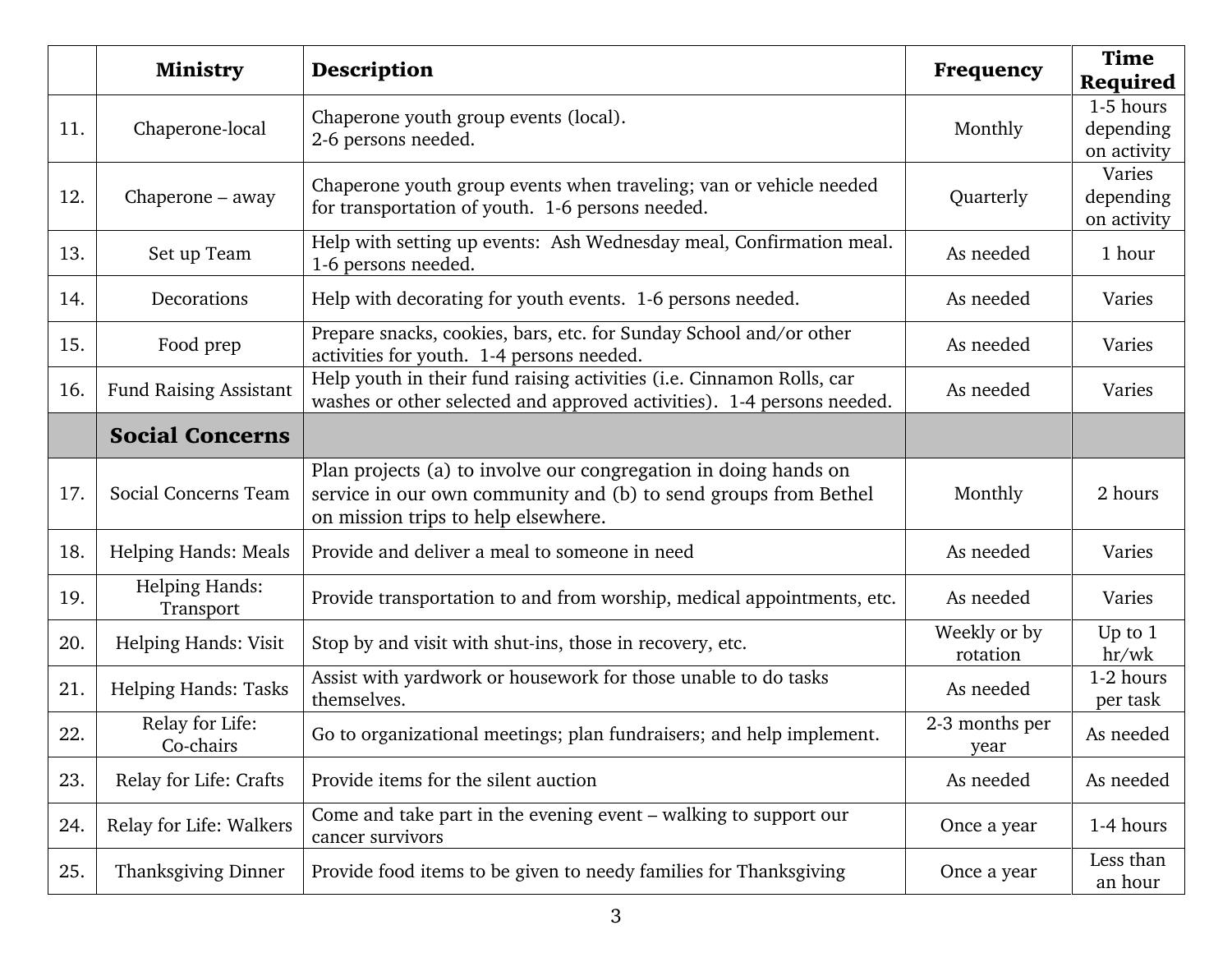|  | **Ministry** | **Description** | **Frequency** | **Time Required** |
| --- | --- | --- | --- | --- |
| 11. | Chaperone-local | Chaperone youth group events (local). 2-6 persons needed. | Monthly | 1-5 hours depending on activity |
| 12. | Chaperone – away | Chaperone youth group events when traveling; van or vehicle needed for transportation of youth.  1-6 persons needed. | Quarterly | Varies depending on activity |
| 13. | Set up Team | Help with setting up events:  Ash Wednesday meal, Confirmation meal. 1-6 persons needed. | As needed | 1 hour |
| 14. | Decorations | Help with decorating for youth events.  1-6 persons needed. | As needed | Varies |
| 15. | Food prep | Prepare snacks, cookies, bars, etc. for Sunday School and/or other activities for youth.  1-4 persons needed. | As needed | Varies |
| 16. | Fund Raising Assistant | Help youth in their fund raising activities (i.e. Cinnamon Rolls, car washes or other selected and approved activities).  1-4 persons needed. | As needed | Varies |
|  | **Social Concerns** |  |  |  |
| 17. | Social Concerns Team | Plan projects (a) to involve our congregation in doing hands on service in our own community and (b) to send groups from Bethel on mission trips to help elsewhere. | Monthly | 2 hours |
| 18. | Helping Hands: Meals | Provide and deliver a meal to someone in need | As needed | Varies |
| 19. | Helping Hands: Transport | Provide transportation to and from worship, medical appointments, etc. | As needed | Varies |
| 20. | Helping Hands: Visit | Stop by and visit with shut-ins, those in recovery, etc. | Weekly or by rotation | Up to 1 hr/wk |
| 21. | Helping Hands: Tasks | Assist with yardwork or housework for those unable to do tasks themselves. | As needed | 1-2 hours per task |
| 22. | Relay for Life: Co-chairs | Go to organizational meetings; plan fundraisers; and help implement. | 2-3 months per year | As needed |
| 23. | Relay for Life: Crafts | Provide items for the silent auction | As needed | As needed |
| 24. | Relay for Life: Walkers | Come and take part in the evening event – walking to support our cancer survivors | Once a year | 1-4 hours |
| 25. | Thanksgiving Dinner | Provide food items to be given to needy families for Thanksgiving | Once a year | Less than an hour |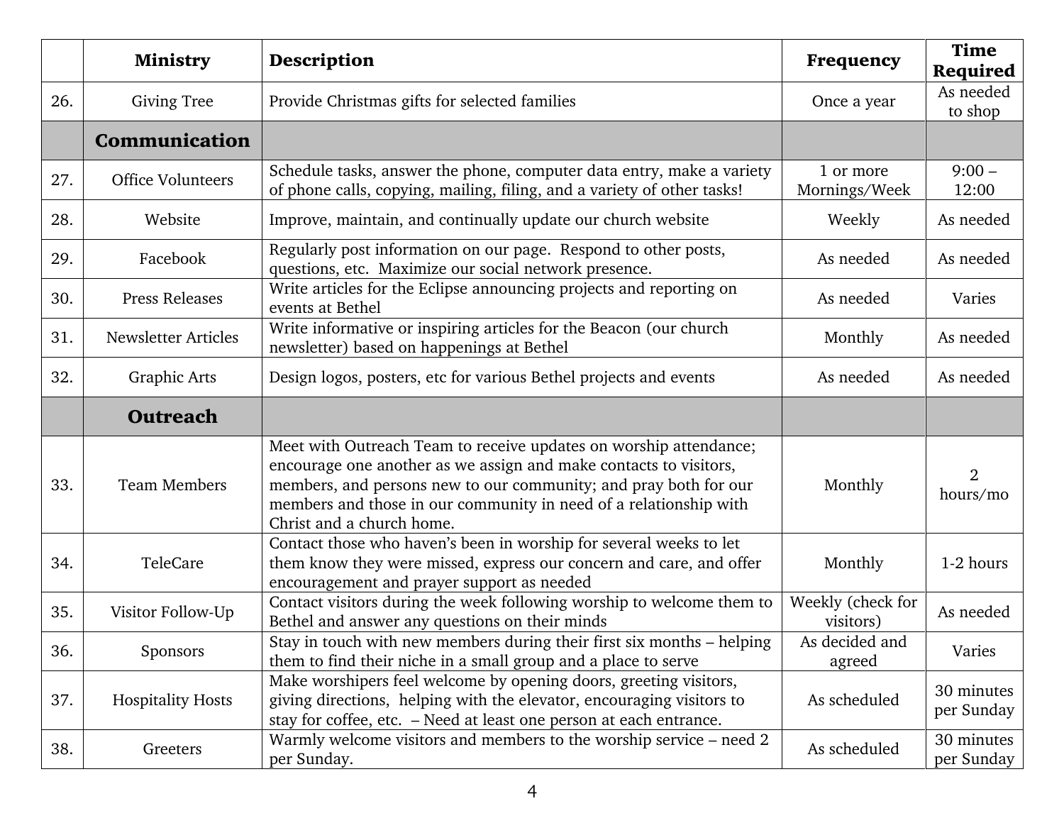|  | Ministry | Description | Frequency | Time Required |
|---|---|---|---|---|
| 26. | Giving Tree | Provide Christmas gifts for selected families | Once a year | As needed to shop |
|  | **Communication** |  |  |  |
| 27. | Office Volunteers | Schedule tasks, answer the phone, computer data entry, make a variety of phone calls, copying, mailing, filing, and a variety of other tasks! | 1 or more Mornings/Week | 9:00 – 12:00 |
| 28. | Website | Improve, maintain, and continually update our church website | Weekly | As needed |
| 29. | Facebook | Regularly post information on our page. Respond to other posts, questions, etc. Maximize our social network presence. | As needed | As needed |
| 30. | Press Releases | Write articles for the Eclipse announcing projects and reporting on events at Bethel | As needed | Varies |
| 31. | Newsletter Articles | Write informative or inspiring articles for the Beacon (our church newsletter) based on happenings at Bethel | Monthly | As needed |
| 32. | Graphic Arts | Design logos, posters, etc for various Bethel projects and events | As needed | As needed |
|  | **Outreach** |  |  |  |
| 33. | Team Members | Meet with Outreach Team to receive updates on worship attendance; encourage one another as we assign and make contacts to visitors, members, and persons new to our community; and pray both for our members and those in our community in need of a relationship with Christ and a church home. | Monthly | 2 hours/mo |
| 34. | TeleCare | Contact those who haven't been in worship for several weeks to let them know they were missed, express our concern and care, and offer encouragement and prayer support as needed | Monthly | 1-2 hours |
| 35. | Visitor Follow-Up | Contact visitors during the week following worship to welcome them to Bethel and answer any questions on their minds | Weekly (check for visitors) | As needed |
| 36. | Sponsors | Stay in touch with new members during their first six months – helping them to find their niche in a small group and a place to serve | As decided and agreed | Varies |
| 37. | Hospitality Hosts | Make worshipers feel welcome by opening doors, greeting visitors, giving directions, helping with the elevator, encouraging visitors to stay for coffee, etc. – Need at least one person at each entrance. | As scheduled | 30 minutes per Sunday |
| 38. | Greeters | Warmly welcome visitors and members to the worship service – need 2 per Sunday. | As scheduled | 30 minutes per Sunday |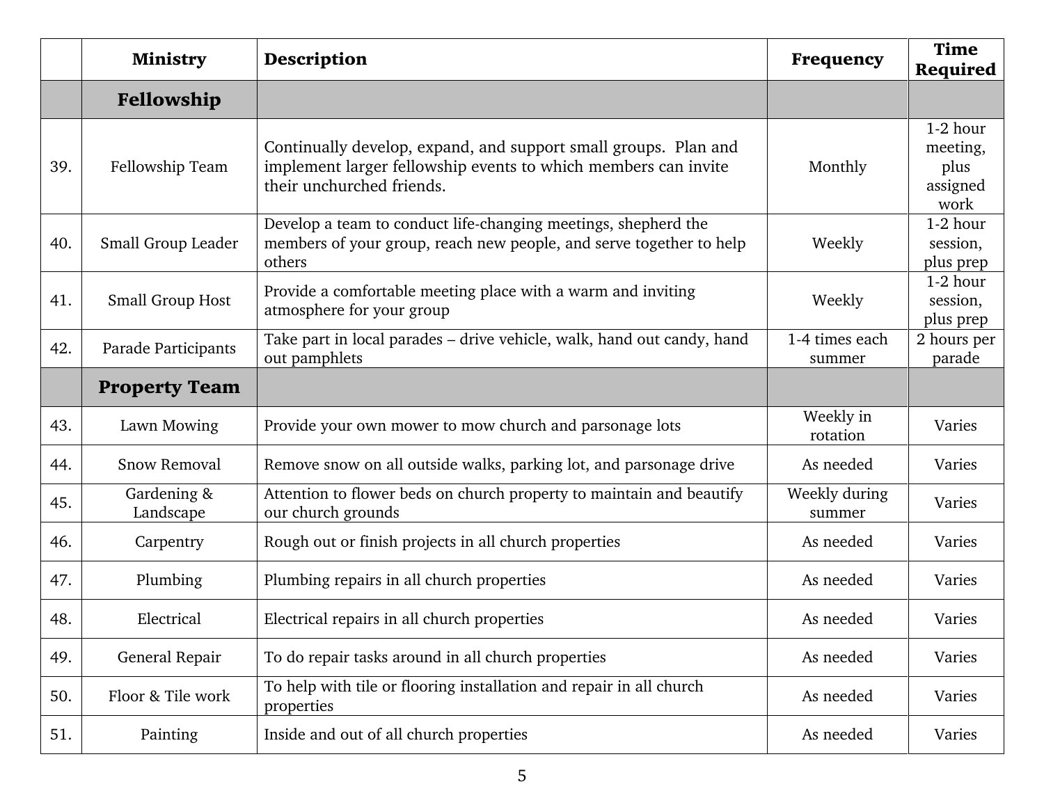| | Ministry | Description | Frequency | Time Required |
|---|---|---|---|---|
| | **Fellowship** | | | |
| 39. | Fellowship Team | Continually develop, expand, and support small groups. Plan and implement larger fellowship events to which members can invite their unchurched friends. | Monthly | 1-2 hour meeting, plus assigned work |
| 40. | Small Group Leader | Develop a team to conduct life-changing meetings, shepherd the members of your group, reach new people, and serve together to help others | Weekly | 1-2 hour session, plus prep |
| 41. | Small Group Host | Provide a comfortable meeting place with a warm and inviting atmosphere for your group | Weekly | 1-2 hour session, plus prep |
| 42. | Parade Participants | Take part in local parades – drive vehicle, walk, hand out candy, hand out pamphlets | 1-4 times each summer | 2 hours per parade |
| | **Property Team** | | | |
| 43. | Lawn Mowing | Provide your own mower to mow church and parsonage lots | Weekly in rotation | Varies |
| 44. | Snow Removal | Remove snow on all outside walks, parking lot, and parsonage drive | As needed | Varies |
| 45. | Gardening & Landscape | Attention to flower beds on church property to maintain and beautify our church grounds | Weekly during summer | Varies |
| 46. | Carpentry | Rough out or finish projects in all church properties | As needed | Varies |
| 47. | Plumbing | Plumbing repairs in all church properties | As needed | Varies |
| 48. | Electrical | Electrical repairs in all church properties | As needed | Varies |
| 49. | General Repair | To do repair tasks around in all church properties | As needed | Varies |
| 50. | Floor & Tile work | To help with tile or flooring installation and repair in all church properties | As needed | Varies |
| 51. | Painting | Inside and out of all church properties | As needed | Varies |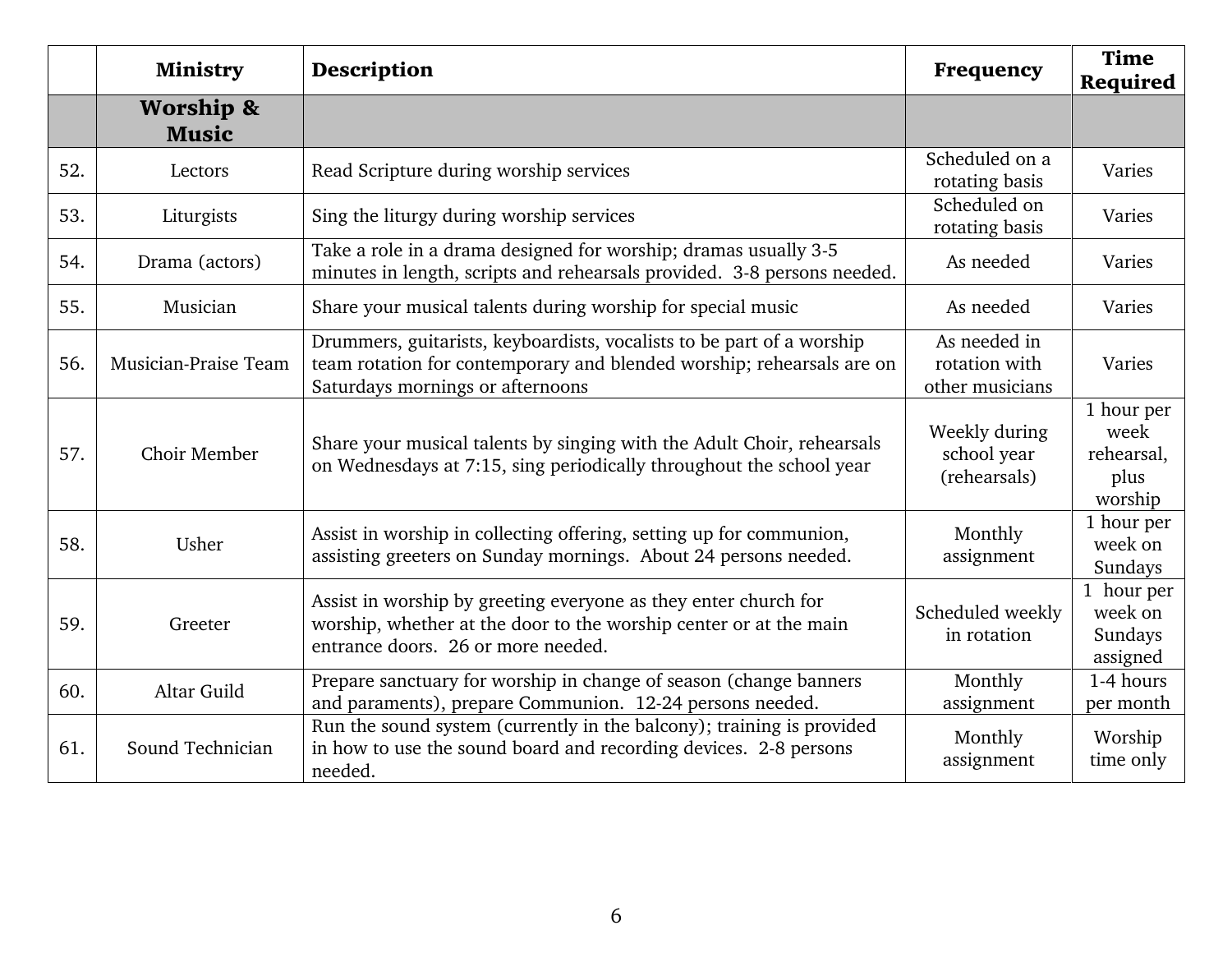| | Ministry | Description | Frequency | Time Required |
|---|---|---|---|---|
| | **Worship & Music** | | | |
| 52. | Lectors | Read Scripture during worship services | Scheduled on a rotating basis | Varies |
| 53. | Liturgists | Sing the liturgy during worship services | Scheduled on rotating basis | Varies |
| 54. | Drama (actors) | Take a role in a drama designed for worship; dramas usually 3-5 minutes in length, scripts and rehearsals provided. 3-8 persons needed. | As needed | Varies |
| 55. | Musician | Share your musical talents during worship for special music | As needed | Varies |
| 56. | Musician-Praise Team | Drummers, guitarists, keyboardists, vocalists to be part of a worship team rotation for contemporary and blended worship; rehearsals are on Saturdays mornings or afternoons | As needed in rotation with other musicians | Varies |
| 57. | Choir Member | Share your musical talents by singing with the Adult Choir, rehearsals on Wednesdays at 7:15, sing periodically throughout the school year | Weekly during school year (rehearsals) | 1 hour per week rehearsal, plus worship |
| 58. | Usher | Assist in worship in collecting offering, setting up for communion, assisting greeters on Sunday mornings. About 24 persons needed. | Monthly assignment | 1 hour per week on Sundays |
| 59. | Greeter | Assist in worship by greeting everyone as they enter church for worship, whether at the door to the worship center or at the main entrance doors. 26 or more needed. | Scheduled weekly in rotation | 1 hour per week on Sundays assigned |
| 60. | Altar Guild | Prepare sanctuary for worship in change of season (change banners and paraments), prepare Communion. 12-24 persons needed. | Monthly assignment | 1-4 hours per month |
| 61. | Sound Technician | Run the sound system (currently in the balcony); training is provided in how to use the sound board and recording devices. 2-8 persons needed. | Monthly assignment | Worship time only |